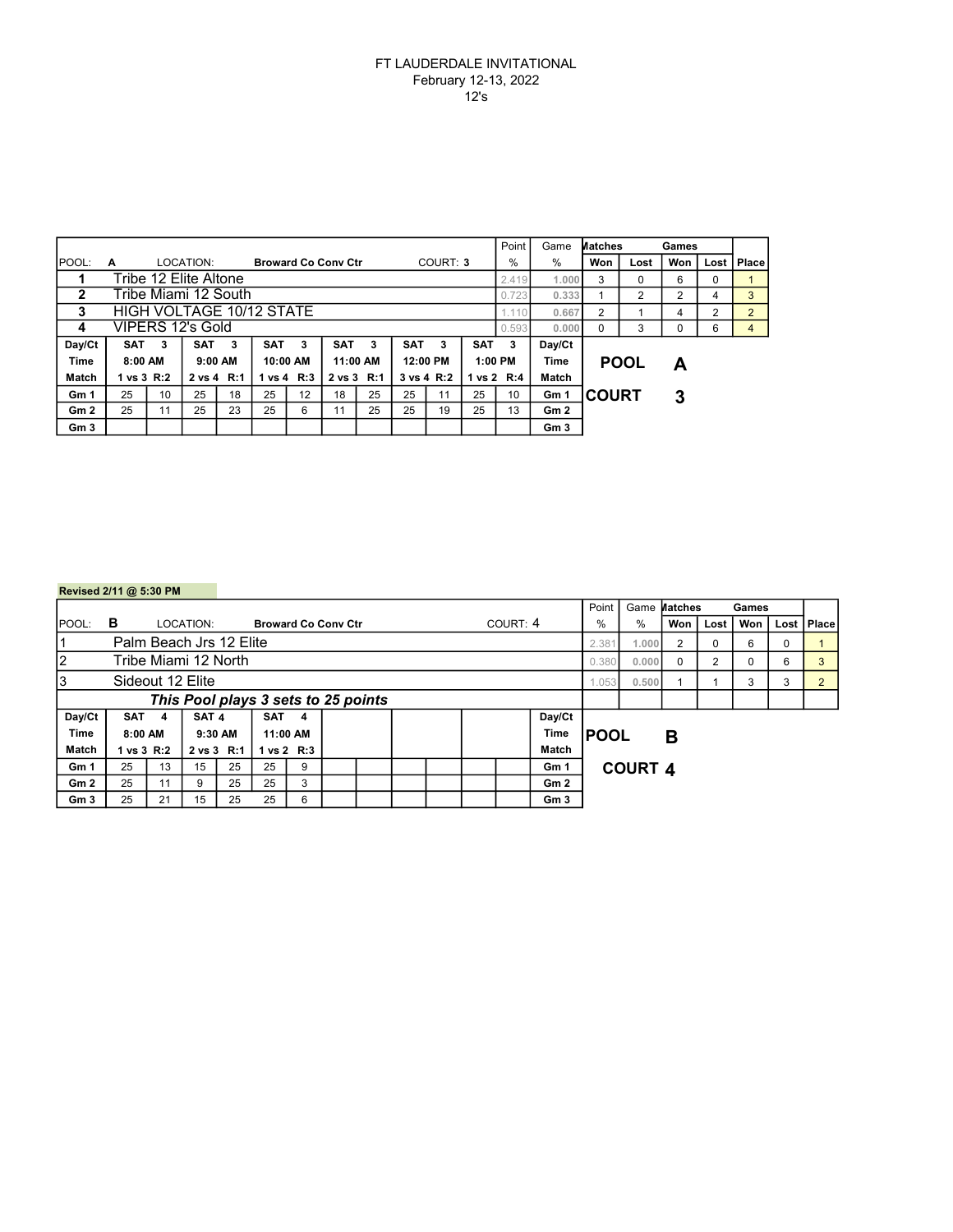FT LAUDERDALE INVITATIONAL
February 12-13, 2022
12's

| POOL: A | LOCATION: Broward Co Conv Ctr | COURT: 3 | Point % | Game % | Matches Won | Matches Lost | Games Won | Games Lost | Place |
|---|---|---|---|---|---|---|---|---|---|
| 1 | Tribe 12 Elite Altone | | 2.419 | 1.000 | 3 | 0 | 6 | 0 | 1 |
| 2 | Tribe Miami 12 South | | 0.723 | 0.333 | 1 | 2 | 2 | 4 | 3 |
| 3 | HIGH VOLTAGE 10/12 STATE | | 1.110 | 0.667 | 2 | 1 | 4 | 2 | 2 |
| 4 | VIPERS 12's Gold | | 0.593 | 0.000 | 0 | 3 | 0 | 6 | 4 |

| Day/Ct | SAT 3 | | SAT 3 | | SAT 3 | | SAT 3 | | SAT 3 | | SAT 3 | | Day/Ct |
|---|---|---|---|---|---|---|---|---|---|---|---|---|---|
| Time | 8:00 AM | | 9:00 AM | | 10:00 AM | | 11:00 AM | | 12:00 PM | | 1:00 PM | | Time |
| Match | 1 vs 3 R:2 | | 2 vs 4 R:1 | | 1 vs 4 R:3 | | 2 vs 3 R:1 | | 3 vs 4 R:2 | | 1 vs 2 R:4 | | Match |
| Gm 1 | 25 | 10 | 25 | 18 | 25 | 12 | 18 | 25 | 25 | 11 | 25 | 10 | Gm 1 |
| Gm 2 | 25 | 11 | 25 | 23 | 25 | 6 | 11 | 25 | 25 | 19 | 25 | 13 | Gm 2 |
| Gm 3 | | | | | | | | | | | | | Gm 3 |

**POOL A**

**COURT 3**

**Revised 2/11 @ 5:30 PM**

| POOL: B | LOCATION: Broward Co Conv Ctr | COURT: 4 | Point % | Game % | Matches Won | Matches Lost | Games Won | Games Lost | Place |
|---|---|---|---|---|---|---|---|---|---|
| 1 | Palm Beach Jrs 12 Elite | | 2.381 | 1.000 | 2 | 0 | 6 | 0 | 1 |
| 2 | Tribe Miami 12 North | | 0.380 | 0.000 | 0 | 2 | 0 | 6 | 3 |
| 3 | Sideout 12 Elite | | 1.053 | 0.500 | 1 | 1 | 3 | 3 | 2 |

***This Pool plays 3 sets to 25 points***

| Day/Ct | SAT 4 | | SAT 4 | | SAT 4 | | | | | | | | Day/Ct |
|---|---|---|---|---|---|---|---|---|---|---|---|---|---|
| Time | 8:00 AM | | 9:30 AM | | 11:00 AM | | | | | | | | Time |
| Match | 1 vs 3 R:2 | | 2 vs 3 R:1 | | 1 vs 2 R:3 | | | | | | | | Match |
| Gm 1 | 25 | 13 | 15 | 25 | 25 | 9 | | | | | | | Gm 1 |
| Gm 2 | 25 | 11 | 9 | 25 | 25 | 3 | | | | | | | Gm 2 |
| Gm 3 | 25 | 21 | 15 | 25 | 25 | 6 | | | | | | | Gm 3 |

**POOL B**

**COURT 4**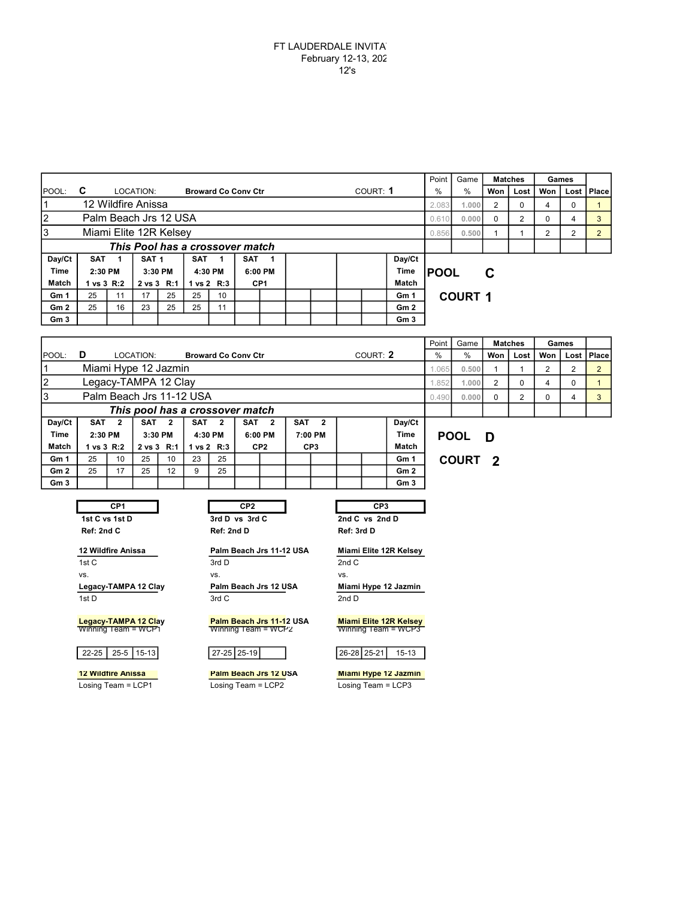FT LAUDERDALE INVITA
February 12-13, 202
12's

| POOL: C | LOCATION: Broward Co Conv Ctr | COURT: 1 | Point % | Game % | Matches Won | Matches Lost | Games Won | Games Lost | Place |
|---|---|---|---|---|---|---|---|---|---|
| 1 | 12 Wildfire Anissa | | 2.083 | 1.000 | 2 | 0 | 4 | 0 | 1 |
| 2 | Palm Beach Jrs 12 USA | | 0.610 | 0.000 | 0 | 2 | 0 | 4 | 3 |
| 3 | Miami Elite 12R Kelsey | | 0.856 | 0.500 | 1 | 1 | 2 | 2 | 2 |

*This Pool has a crossover match*

| Day/Ct | SAT 1 | | SAT 1 | | SAT 1 | | SAT 1 | | | | | | Day/Ct |
|---|---|---|---|---|---|---|---|---|---|---|---|---|---|
| Time | 2:30 PM | | 3:30 PM | | 4:30 PM | | 6:00 PM | | | | | | Time |
| Match | 1 vs 3 R:2 | | 2 vs 3 R:1 | | 1 vs 2 R:3 | | CP1 | | | | | | Match |
| Gm 1 | 25 | 11 | 17 | 25 | 25 | 10 | | | | | | | Gm 1 |
| Gm 2 | 25 | 16 | 23 | 25 | 25 | 11 | | | | | | | Gm 2 |
| Gm 3 | | | | | | | | | | | | | Gm 3 |

**POOL C**

**COURT 1**

| POOL: D | LOCATION: Broward Co Conv Ctr | COURT: 2 | Point % | Game % | Matches Won | Matches Lost | Games Won | Games Lost | Place |
|---|---|---|---|---|---|---|---|---|---|
| 1 | Miami Hype 12 Jazmin | | 1.065 | 0.500 | 1 | 1 | 2 | 2 | 2 |
| 2 | Legacy-TAMPA 12 Clay | | 1.852 | 1.000 | 2 | 0 | 4 | 0 | 1 |
| 3 | Palm Beach Jrs 11-12 USA | | 0.490 | 0.000 | 0 | 2 | 0 | 4 | 3 |

*This pool has a crossover match*

| Day/Ct | SAT 2 | | SAT 2 | | SAT 2 | | SAT 2 | | SAT 2 | | | | Day/Ct |
|---|---|---|---|---|---|---|---|---|---|---|---|---|---|
| Time | 2:30 PM | | 3:30 PM | | 4:30 PM | | 6:00 PM | | 7:00 PM | | | | Time |
| Match | 1 vs 3 R:2 | | 2 vs 3 R:1 | | 1 vs 2 R:3 | | CP2 | | CP3 | | | | Match |
| Gm 1 | 25 | 10 | 25 | 10 | 23 | 25 | | | | | | | Gm 1 |
| Gm 2 | 25 | 17 | 25 | 12 | 9 | 25 | | | | | | | Gm 2 |
| Gm 3 | | | | | | | | | | | | | Gm 3 |

**POOL D**

**COURT 2**

| CP1 | CP2 | CP3 |
|---|---|---|
| 1st C vs 1st D | 3rd D vs 3rd C | 2nd C vs 2nd D |
| Ref: 2nd C | Ref: 2nd D | Ref: 3rd D |
| **12 Wildfire Anissa** | **Palm Beach Jrs 11-12 USA** | **Miami Elite 12R Kelsey** |
| 1st C | 3rd D | 2nd C |
| vs. | vs. | vs. |
| **Legacy-TAMPA 12 Clay** | **Palm Beach Jrs 12 USA** | **Miami Hype 12 Jazmin** |
| 1st D | 3rd C | 2nd D |
| **Legacy-TAMPA 12 Clay** | **Palm Beach Jrs 11-12 USA** | **Miami Elite 12R Kelsey** |
| Winning Team = WCP1 | Winning Team = WCP2 | Winning Team = WCP3 |
| 22-25, 25-5, 15-13 | 27-25, 25-19 | 26-28, 25-21, 15-13 |
| **12 Wildfire Anissa** | **Palm Beach Jrs 12 USA** | **Miami Hype 12 Jazmin** |
| Losing Team = LCP1 | Losing Team = LCP2 | Losing Team = LCP3 |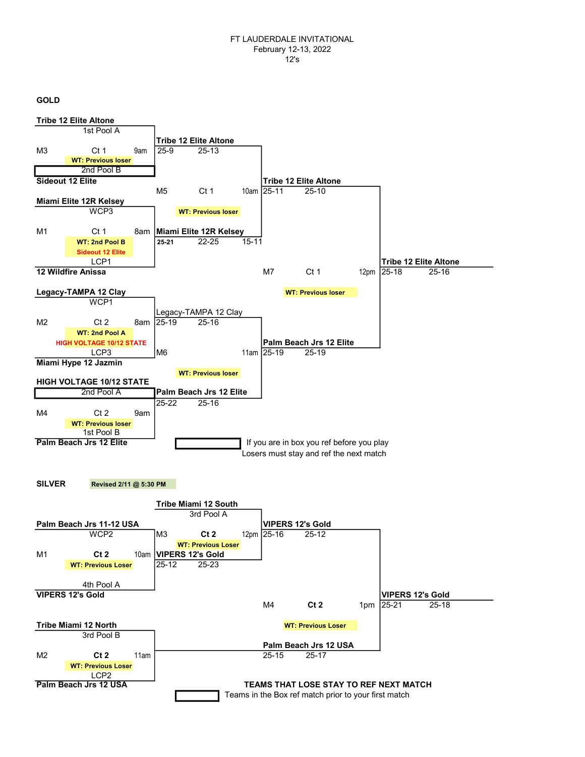FT LAUDERDALE INVITATIONAL
February 12-13, 2022
12's

## GOLD

**Tribe 12 Elite Altone**
1st Pool A

M3 Ct 1 9am
WT: Previous loser

2nd Pool B
**Sideout 12 Elite**

**Tribe 12 Elite Altone**
25-9 25-13

M5 Ct 1 10am
WT: Previous loser

**Miami Elite 12R Kelsey**
WCP3

M1 Ct 1 8am
WT: 2nd Pool B
Sideout 12 Elite

LCP1
**12 Wildfire Anissa**

**Miami Elite 12R Kelsey**
25-21 22-25 15-11

**Tribe 12 Elite Altone**
25-11 25-10

M7 Ct 1 12pm
WT: Previous loser

**Tribe 12 Elite Altone**
25-18 25-16

**Legacy-TAMPA 12 Clay**
WCP1

M2 Ct 2 8am
WT: 2nd Pool A
HIGH VOLTAGE 10/12 STATE

LCP3
**Miami Hype 12 Jazmin**

Legacy-TAMPA 12 Clay
25-19 25-16

M6 11am
WT: Previous loser

**Palm Beach Jrs 12 Elite**
25-19 25-19

**HIGH VOLTAGE 10/12 STATE**
2nd Pool A

M4 Ct 2 9am
WT: Previous loser

1st Pool B
**Palm Beach Jrs 12 Elite**

**Palm Beach Jrs 12 Elite**
25-22 25-16

If you are in box you ref before you play
Losers must stay and ref the next match

## SILVER

Revised 2/11 @ 5:30 PM

**Tribe Miami 12 South**
3rd Pool A

M3 **Ct 2** 12pm
WT: Previous Loser

**Palm Beach Jrs 11-12 USA**
WCP2

M1 **Ct 2** 10am
WT: Previous Loser

4th Pool A
**VIPERS 12's Gold**

**VIPERS 12's Gold**
25-12 25-23

**VIPERS 12's Gold**
25-16 25-12

M4 **Ct 2** 1pm
WT: Previous Loser

**VIPERS 12's Gold**
25-21 25-18

**Tribe Miami 12 North**
3rd Pool B

M2 **Ct 2** 11am
WT: Previous Loser

LCP2
**Palm Beach Jrs 12 USA**

**Palm Beach Jrs 12 USA**
25-15 25-17

**TEAMS THAT LOSE STAY TO REF NEXT MATCH**
Teams in the Box ref match prior to your first match